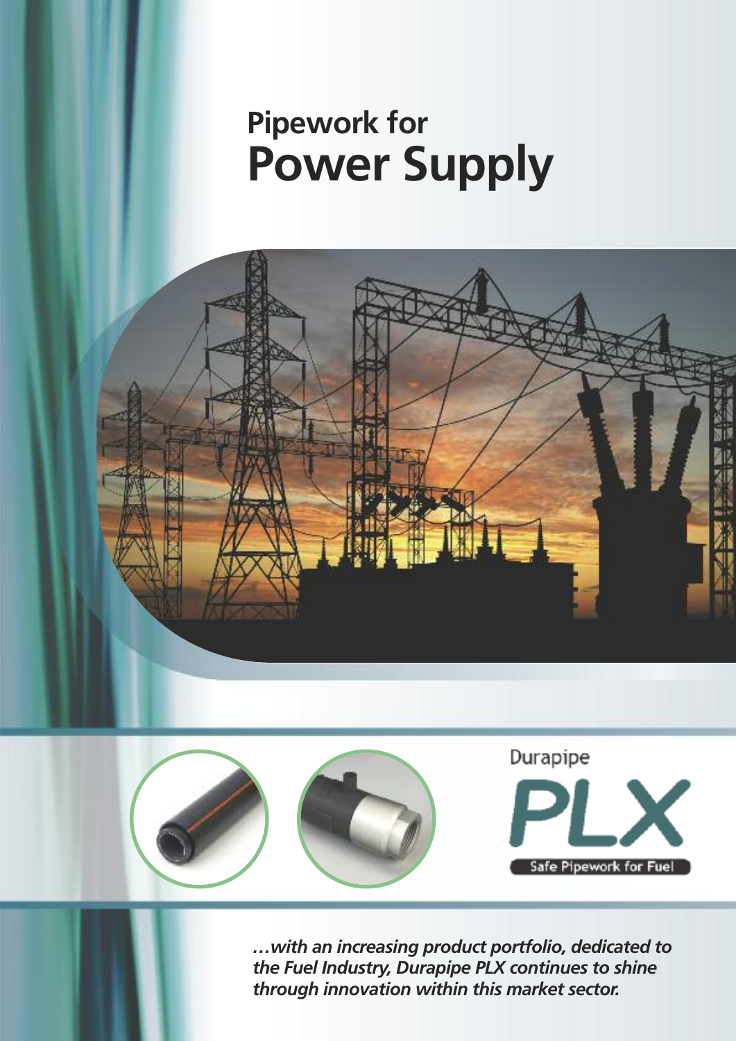# Pipework for Power Supply

Durapipe

PLX

Safe Pipework for Fuel

***…with an increasing product portfolio, dedicated to the Fuel Industry, Durapipe PLX continues to shine through innovation within this market sector.***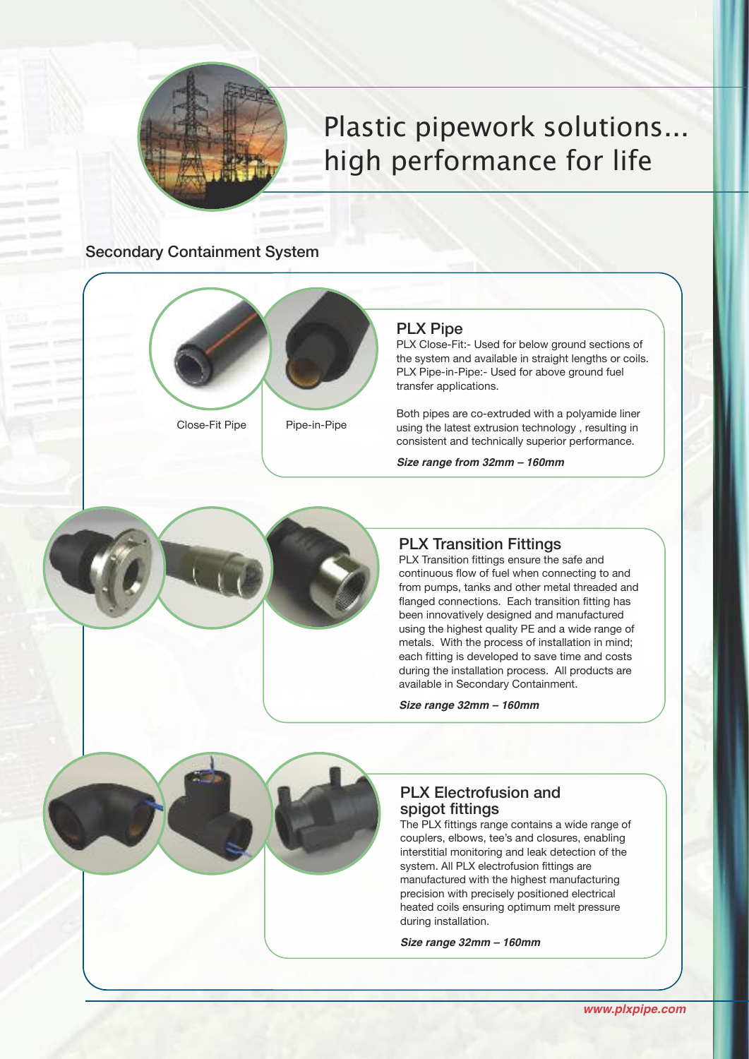# Plastic pipework solutions... high performance for life

## Secondary Containment System

Close-Fit Pipe

Pipe-in-Pipe

### PLX Pipe

PLX Close-Fit:- Used for below ground sections of the system and available in straight lengths or coils. PLX Pipe-in-Pipe:- Used for above ground fuel transfer applications.

Both pipes are co-extruded with a polyamide liner using the latest extrusion technology , resulting in consistent and technically superior performance.

***Size range from 32mm – 160mm***

### PLX Transition Fittings

PLX Transition fittings ensure the safe and continuous flow of fuel when connecting to and from pumps, tanks and other metal threaded and flanged connections. Each transition fitting has been innovatively designed and manufactured using the highest quality PE and a wide range of metals. With the process of installation in mind; each fitting is developed to save time and costs during the installation process. All products are available in Secondary Containment.

***Size range 32mm – 160mm***

### PLX Electrofusion and spigot fittings

The PLX fittings range contains a wide range of couplers, elbows, tee's and closures, enabling interstitial monitoring and leak detection of the system. All PLX electrofusion fittings are manufactured with the highest manufacturing precision with precisely positioned electrical heated coils ensuring optimum melt pressure during installation.

***Size range 32mm – 160mm***

***www.plxpipe.com***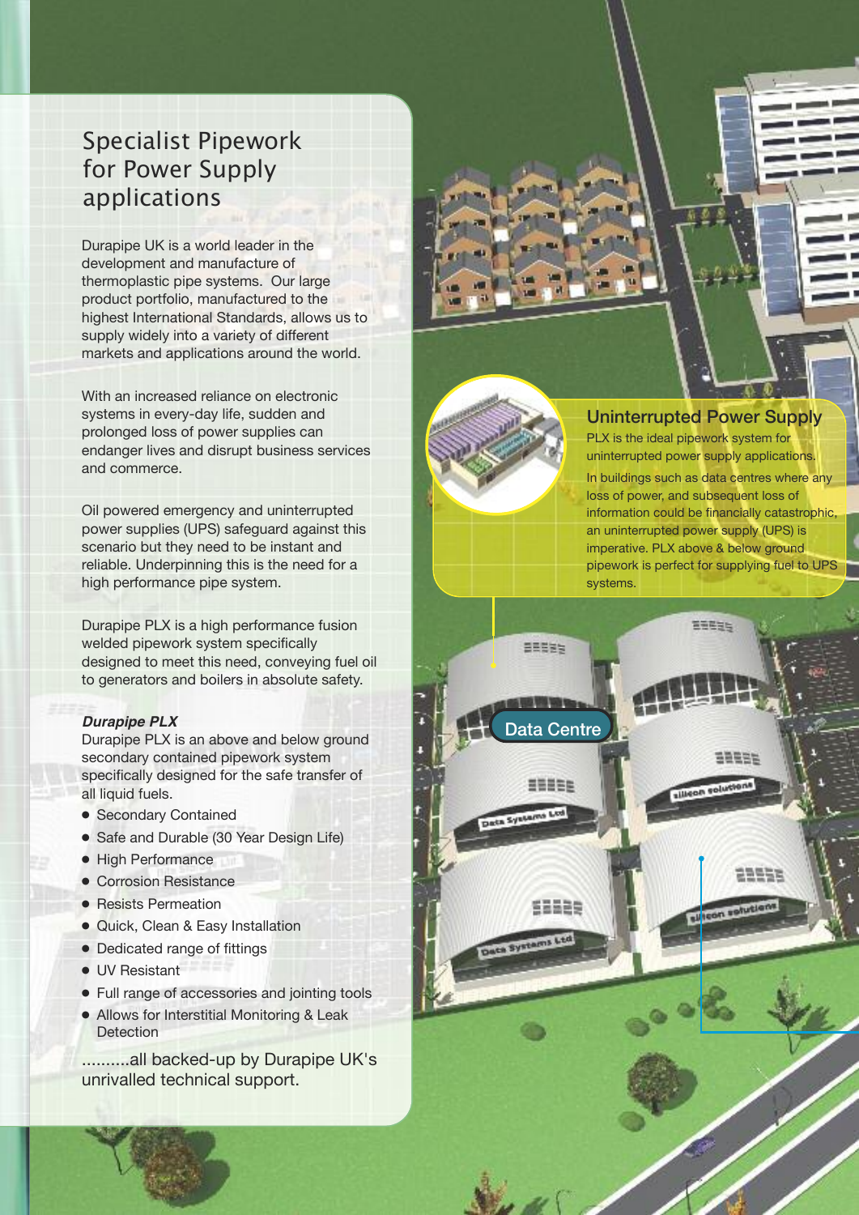# Specialist Pipework for Power Supply applications

Durapipe UK is a world leader in the development and manufacture of thermoplastic pipe systems. Our large product portfolio, manufactured to the highest International Standards, allows us to supply widely into a variety of different markets and applications around the world.

With an increased reliance on electronic systems in every-day life, sudden and prolonged loss of power supplies can endanger lives and disrupt business services and commerce.

Oil powered emergency and uninterrupted power supplies (UPS) safeguard against this scenario but they need to be instant and reliable. Underpinning this is the need for a high performance pipe system.

Durapipe PLX is a high performance fusion welded pipework system specifically designed to meet this need, conveying fuel oil to generators and boilers in absolute safety.

***Durapipe PLX***

Durapipe PLX is an above and below ground secondary contained pipework system specifically designed for the safe transfer of all liquid fuels.

- Secondary Contained
- Safe and Durable (30 Year Design Life)
- High Performance
- Corrosion Resistance
- Resists Permeation
- Quick, Clean & Easy Installation
- Dedicated range of fittings
- UV Resistant
- Full range of accessories and jointing tools
- Allows for Interstitial Monitoring & Leak Detection

..........all backed-up by Durapipe UK's unrivalled technical support.

## Uninterrupted Power Supply

PLX is the ideal pipework system for uninterrupted power supply applications.

In buildings such as data centres where any loss of power, and subsequent loss of information could be financially catastrophic, an uninterrupted power supply (UPS) is imperative. PLX above & below ground pipework is perfect for supplying fuel to UPS systems.

Data Centre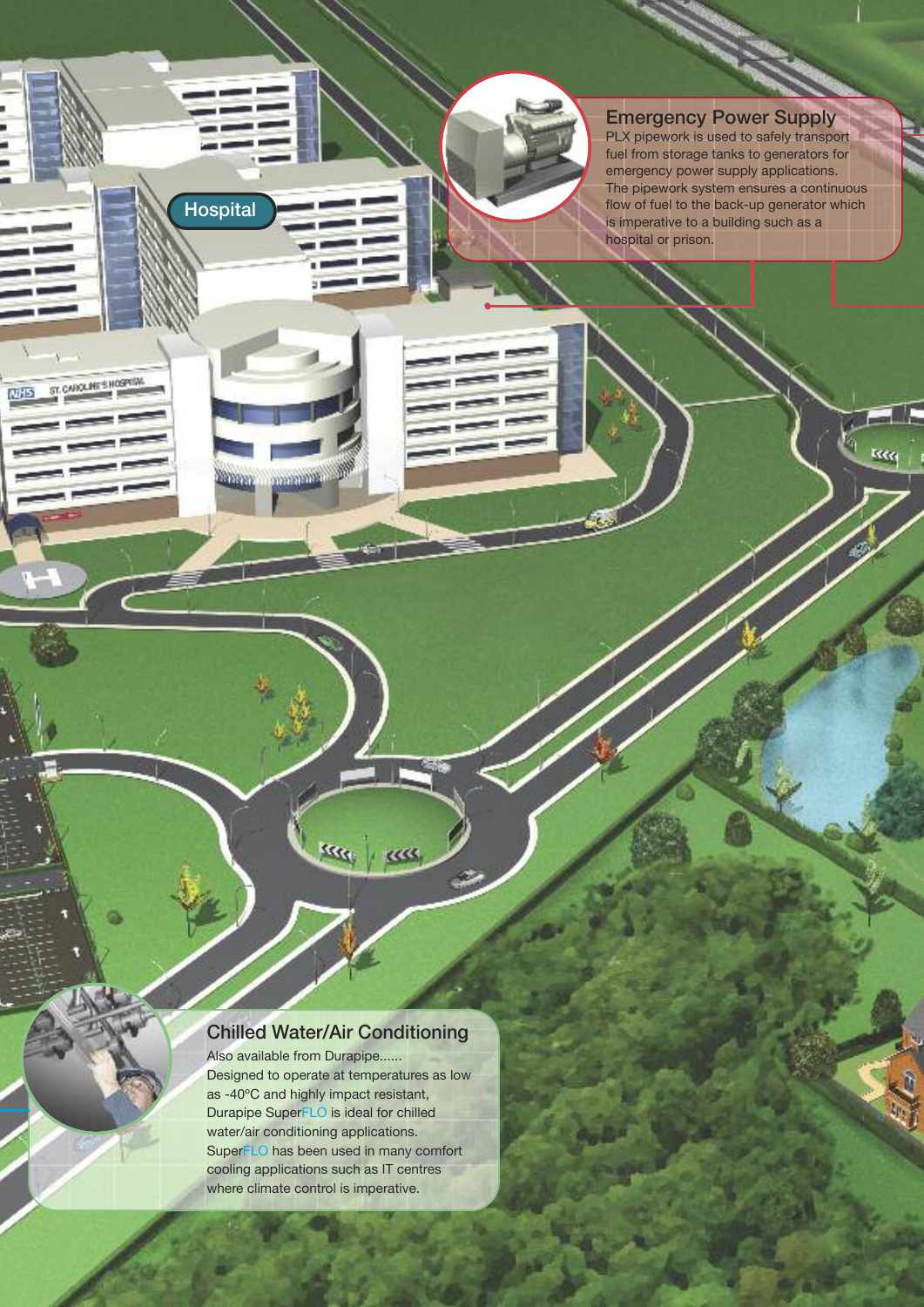Hospital

## Emergency Power Supply

PLX pipework is used to safely transport fuel from storage tanks to generators for emergency power supply applications. The pipework system ensures a continuous flow of fuel to the back-up generator which is imperative to a building such as a hospital or prison.

## Chilled Water/Air Conditioning

Also available from Durapipe......
Designed to operate at temperatures as low as -40ºC and highly impact resistant, Durapipe SuperFLO is ideal for chilled water/air conditioning applications. SuperFLO has been used in many comfort cooling applications such as IT centres where climate control is imperative.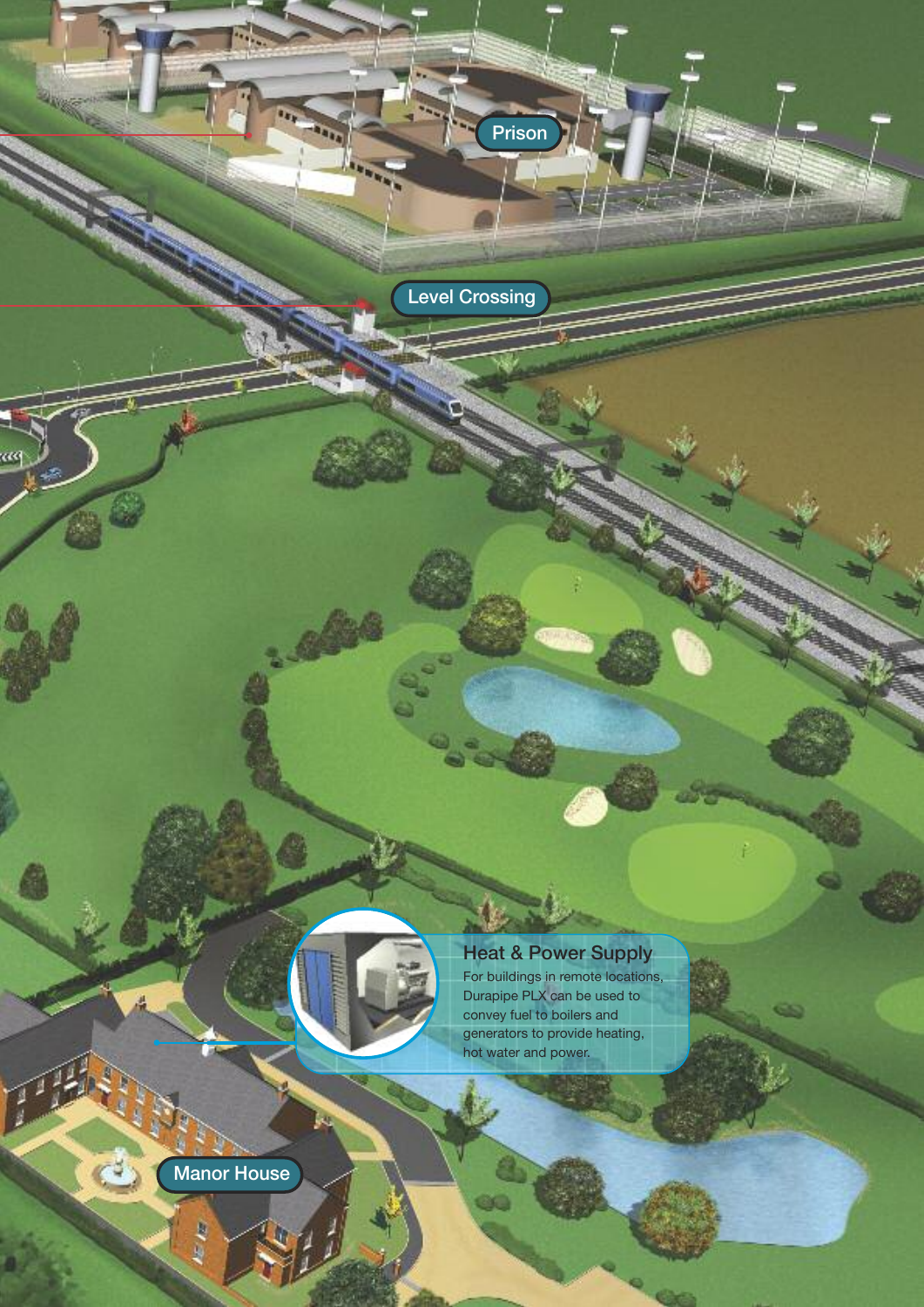Prison

Level Crossing

### Heat & Power Supply

For buildings in remote locations, Durapipe PLX can be used to convey fuel to boilers and generators to provide heating, hot water and power.

Manor House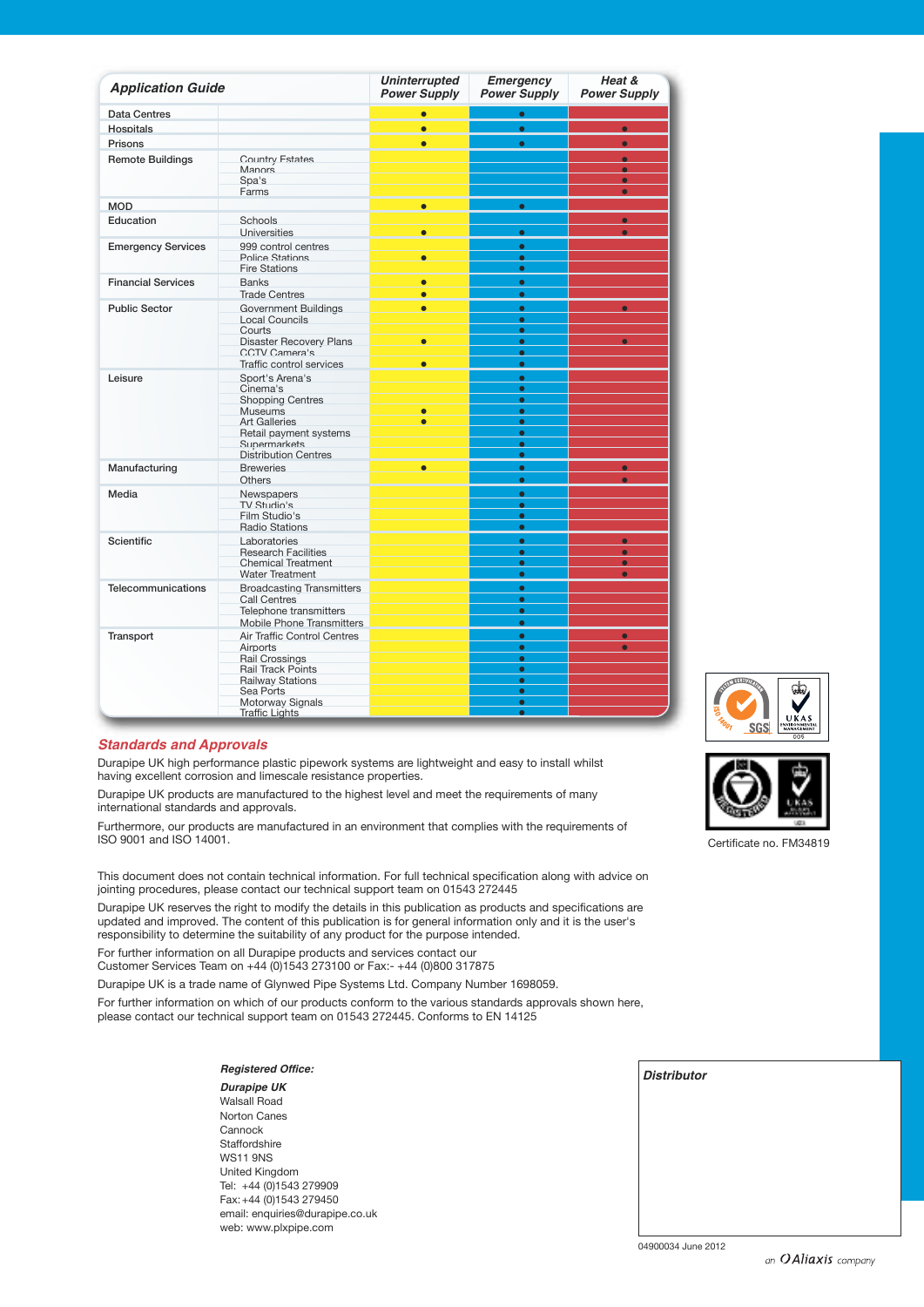| Application Guide | | Uninterrupted Power Supply | Emergency Power Supply | Heat & Power Supply |
|---|---|---|---|---|
| Data Centres | | • | • | |
| Hospitals | | • | • | • |
| Prisons | | • | • | • |
| Remote Buildings | Country Estates | | | • |
| | Manors | | | • |
| | Spa's | | | • |
| | Farms | | | • |
| MOD | | • | • | |
| Education | Schools | | | • |
| | Universities | • | • | • |
| Emergency Services | 999 control centres | | • | |
| | Police Stations | • | • | |
| | Fire Stations | | • | |
| Financial Services | Banks | • | • | |
| | Trade Centres | • | • | |
| Public Sector | Government Buildings | • | • | • |
| | Local Councils | | • | |
| | Courts | | • | |
| | Disaster Recovery Plans | • | • | • |
| | CCTV Camera's | | • | |
| | Traffic control services | • | • | |
| Leisure | Sport's Arena's | | • | |
| | Cinema's | | • | |
| | Shopping Centres | | • | |
| | Museums | • | • | |
| | Art Galleries | • | • | |
| | Retail payment systems | | • | |
| | Supermarkets | | • | |
| | Distribution Centres | | • | |
| Manufacturing | Breweries | • | • | • |
| | Others | | • | • |
| Media | Newspapers | | • | |
| | TV Studio's | | • | |
| | Film Studio's | | • | |
| | Radio Stations | | • | |
| Scientific | Laboratories | | • | • |
| | Research Facilities | | • | • |
| | Chemical Treatment | | • | • |
| | Water Treatment | | • | • |
| Telecommunications | Broadcasting Transmitters | | • | |
| | Call Centres | | • | |
| | Telephone transmitters | | • | |
| | Mobile Phone Transmitters | | • | |
| Transport | Air Traffic Control Centres | | • | • |
| | Airports | | • | • |
| | Rail Crossings | | • | |
| | Rail Track Points | | • | |
| | Railway Stations | | • | |
| | Sea Ports | | • | |
| | Motorway Signals | | • | |
| | Traffic Lights | | • | |

## Standards and Approvals

Durapipe UK high performance plastic pipework systems are lightweight and easy to install whilst having excellent corrosion and limescale resistance properties.

Durapipe UK products are manufactured to the highest level and meet the requirements of many international standards and approvals.

Furthermore, our products are manufactured in an environment that complies with the requirements of ISO 9001 and ISO 14001.

Certificate no. FM34819

This document does not contain technical information. For full technical specification along with advice on jointing procedures, please contact our technical support team on 01543 272445

Durapipe UK reserves the right to modify the details in this publication as products and specifications are updated and improved. The content of this publication is for general information only and it is the user's responsibility to determine the suitability of any product for the purpose intended.

For further information on all Durapipe products and services contact our Customer Services Team on +44 (0)1543 273100 or Fax:- +44 (0)800 317875

Durapipe UK is a trade name of Glynwed Pipe Systems Ltd. Company Number 1698059.

For further information on which of our products conform to the various standards approvals shown here, please contact our technical support team on 01543 272445. Conforms to EN 14125

***Registered Office:***

***Durapipe UK***
Walsall Road
Norton Canes
Cannock
Staffordshire
WS11 9NS
United Kingdom
Tel: +44 (0)1543 279909
Fax: +44 (0)1543 279450
email: enquiries@durapipe.co.uk
web: www.plxpipe.com

***Distributor***

04900034 June 2012

an Aliaxis company